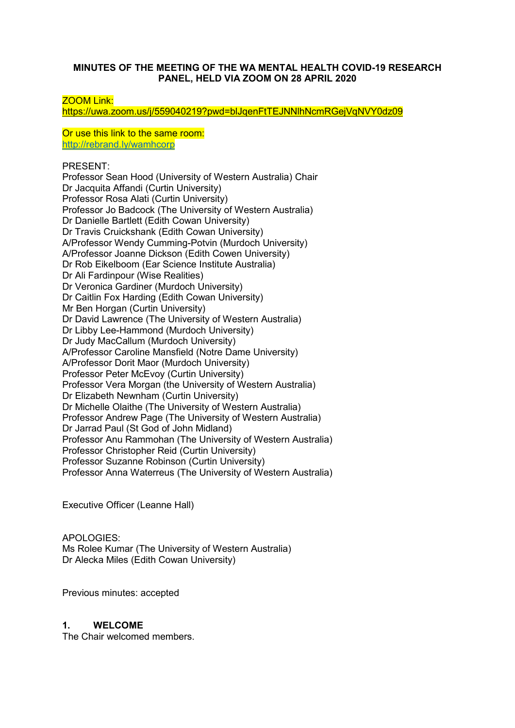**MINUTES OF THE MEETING OF THE WA MENTAL HEALTH COVID-19 RESEARCH PANEL, HELD VIA ZOOM ON 28 APRIL 2020**

ZOOM Link:
https://uwa.zoom.us/j/559040219?pwd=blJqenFtTEJNNlhNcmRGejVqNVY0dz09

Or use this link to the same room:
http://rebrand.ly/wamhcorp

PRESENT:
Professor Sean Hood (University of Western Australia) Chair
Dr Jacquita Affandi (Curtin University)
Professor Rosa Alati (Curtin University)
Professor Jo Badcock (The University of Western Australia)
Dr Danielle Bartlett (Edith Cowan University)
Dr Travis Cruickshank (Edith Cowan University)
A/Professor Wendy Cumming-Potvin (Murdoch University)
A/Professor Joanne Dickson (Edith Cowen University)
Dr Rob Eikelboom (Ear Science Institute Australia)
Dr Ali Fardinpour (Wise Realities)
Dr Veronica Gardiner (Murdoch University)
Dr Caitlin Fox Harding (Edith Cowan University)
Mr Ben Horgan (Curtin University)
Dr David Lawrence (The University of Western Australia)
Dr Libby Lee-Hammond (Murdoch University)
Dr Judy MacCallum (Murdoch University)
A/Professor Caroline Mansfield (Notre Dame University)
A/Professor Dorit Maor (Murdoch University)
Professor Peter McEvoy (Curtin University)
Professor Vera Morgan (the University of Western Australia)
Dr Elizabeth Newnham (Curtin University)
Dr Michelle Olaithe (The University of Western Australia)
Professor Andrew Page (The University of Western Australia)
Dr Jarrad Paul (St God of John Midland)
Professor Anu Rammohan (The University of Western Australia)
Professor Christopher Reid (Curtin University)
Professor Suzanne Robinson (Curtin University)
Professor Anna Waterreus (The University of Western Australia)

Executive Officer (Leanne Hall)

APOLOGIES:
Ms Rolee Kumar (The University of Western Australia)
Dr Alecka Miles (Edith Cowan University)

Previous minutes: accepted

## 1. WELCOME

The Chair welcomed members.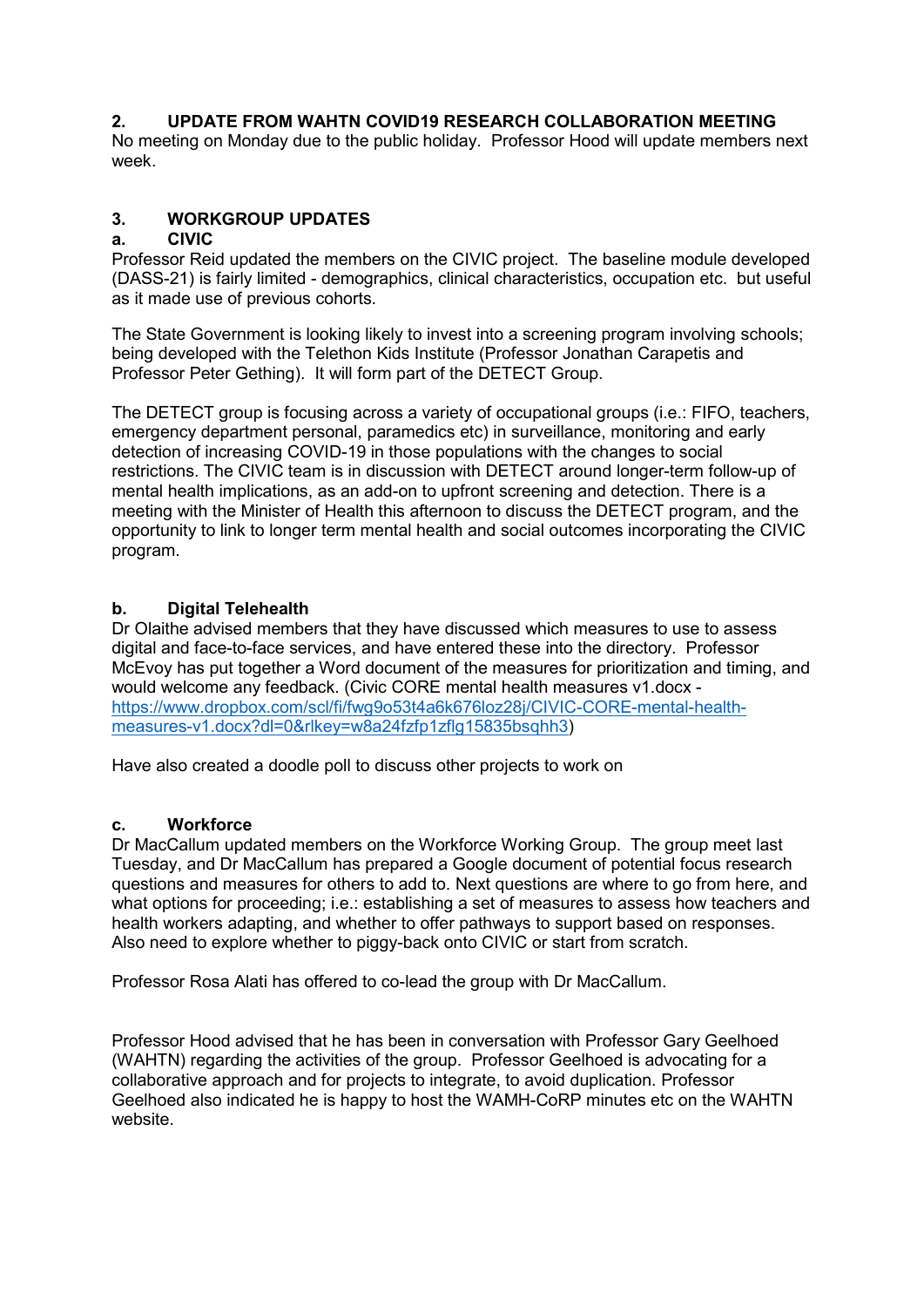## 2. UPDATE FROM WAHTN COVID19 RESEARCH COLLABORATION MEETING

No meeting on Monday due to the public holiday. Professor Hood will update members next week.

## 3. WORKGROUP UPDATES

### a. CIVIC

Professor Reid updated the members on the CIVIC project. The baseline module developed (DASS-21) is fairly limited - demographics, clinical characteristics, occupation etc. but useful as it made use of previous cohorts.

The State Government is looking likely to invest into a screening program involving schools; being developed with the Telethon Kids Institute (Professor Jonathan Carapetis and Professor Peter Gething). It will form part of the DETECT Group.

The DETECT group is focusing across a variety of occupational groups (i.e.: FIFO, teachers, emergency department personal, paramedics etc) in surveillance, monitoring and early detection of increasing COVID-19 in those populations with the changes to social restrictions. The CIVIC team is in discussion with DETECT around longer-term follow-up of mental health implications, as an add-on to upfront screening and detection. There is a meeting with the Minister of Health this afternoon to discuss the DETECT program, and the opportunity to link to longer term mental health and social outcomes incorporating the CIVIC program.

### b. Digital Telehealth

Dr Olaithe advised members that they have discussed which measures to use to assess digital and face-to-face services, and have entered these into the directory. Professor McEvoy has put together a Word document of the measures for prioritization and timing, and would welcome any feedback. (Civic CORE mental health measures v1.docx - [https://www.dropbox.com/scl/fi/fwg9o53t4a6k676loz28j/CIVIC-CORE-mental-health-measures-v1.docx?dl=0&rlkey=w8a24fzfp1zflg15835bsqhh3](https://www.dropbox.com/scl/fi/fwg9o53t4a6k676loz28j/CIVIC-CORE-mental-health-measures-v1.docx?dl=0&rlkey=w8a24fzfp1zflg15835bsqhh3))

Have also created a doodle poll to discuss other projects to work on

### c. Workforce

Dr MacCallum updated members on the Workforce Working Group. The group meet last Tuesday, and Dr MacCallum has prepared a Google document of potential focus research questions and measures for others to add to. Next questions are where to go from here, and what options for proceeding; i.e.: establishing a set of measures to assess how teachers and health workers adapting, and whether to offer pathways to support based on responses. Also need to explore whether to piggy-back onto CIVIC or start from scratch.

Professor Rosa Alati has offered to co-lead the group with Dr MacCallum.

Professor Hood advised that he has been in conversation with Professor Gary Geelhoed (WAHTN) regarding the activities of the group. Professor Geelhoed is advocating for a collaborative approach and for projects to integrate, to avoid duplication. Professor Geelhoed also indicated he is happy to host the WAMH-CoRP minutes etc on the WAHTN website.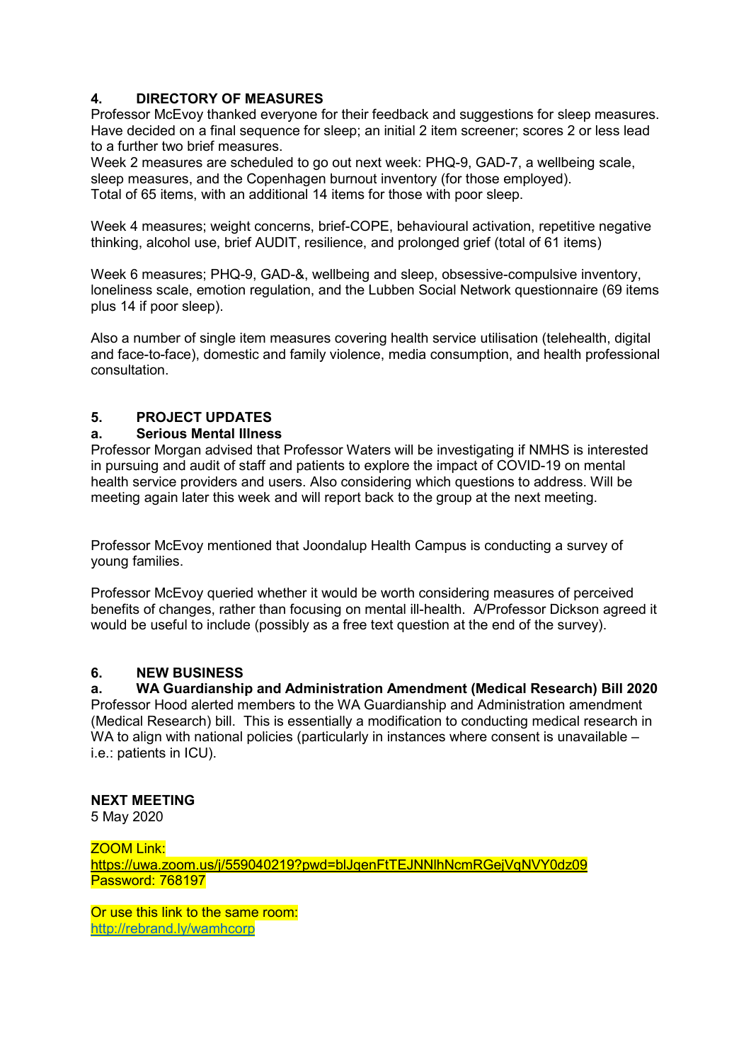## 4. DIRECTORY OF MEASURES

Professor McEvoy thanked everyone for their feedback and suggestions for sleep measures. Have decided on a final sequence for sleep; an initial 2 item screener; scores 2 or less lead to a further two brief measures.

Week 2 measures are scheduled to go out next week: PHQ-9, GAD-7, a wellbeing scale, sleep measures, and the Copenhagen burnout inventory (for those employed).

Total of 65 items, with an additional 14 items for those with poor sleep.

Week 4 measures; weight concerns, brief-COPE, behavioural activation, repetitive negative thinking, alcohol use, brief AUDIT, resilience, and prolonged grief (total of 61 items)

Week 6 measures; PHQ-9, GAD-&, wellbeing and sleep, obsessive-compulsive inventory, loneliness scale, emotion regulation, and the Lubben Social Network questionnaire (69 items plus 14 if poor sleep).

Also a number of single item measures covering health service utilisation (telehealth, digital and face-to-face), domestic and family violence, media consumption, and health professional consultation.

## 5. PROJECT UPDATES

### a. Serious Mental Illness

Professor Morgan advised that Professor Waters will be investigating if NMHS is interested in pursuing and audit of staff and patients to explore the impact of COVID-19 on mental health service providers and users. Also considering which questions to address. Will be meeting again later this week and will report back to the group at the next meeting.

Professor McEvoy mentioned that Joondalup Health Campus is conducting a survey of young families.

Professor McEvoy queried whether it would be worth considering measures of perceived benefits of changes, rather than focusing on mental ill-health. A/Professor Dickson agreed it would be useful to include (possibly as a free text question at the end of the survey).

## 6. NEW BUSINESS

### a. WA Guardianship and Administration Amendment (Medical Research) Bill 2020

Professor Hood alerted members to the WA Guardianship and Administration amendment (Medical Research) bill. This is essentially a modification to conducting medical research in WA to align with national policies (particularly in instances where consent is unavailable – i.e.: patients in ICU).

**NEXT MEETING**

5 May 2020

ZOOM Link:
https://uwa.zoom.us/j/559040219?pwd=blJqenFtTEJNNlhNcmRGejVqNVY0dz09
Password: 768197

Or use this link to the same room:
http://rebrand.ly/wamhcorp